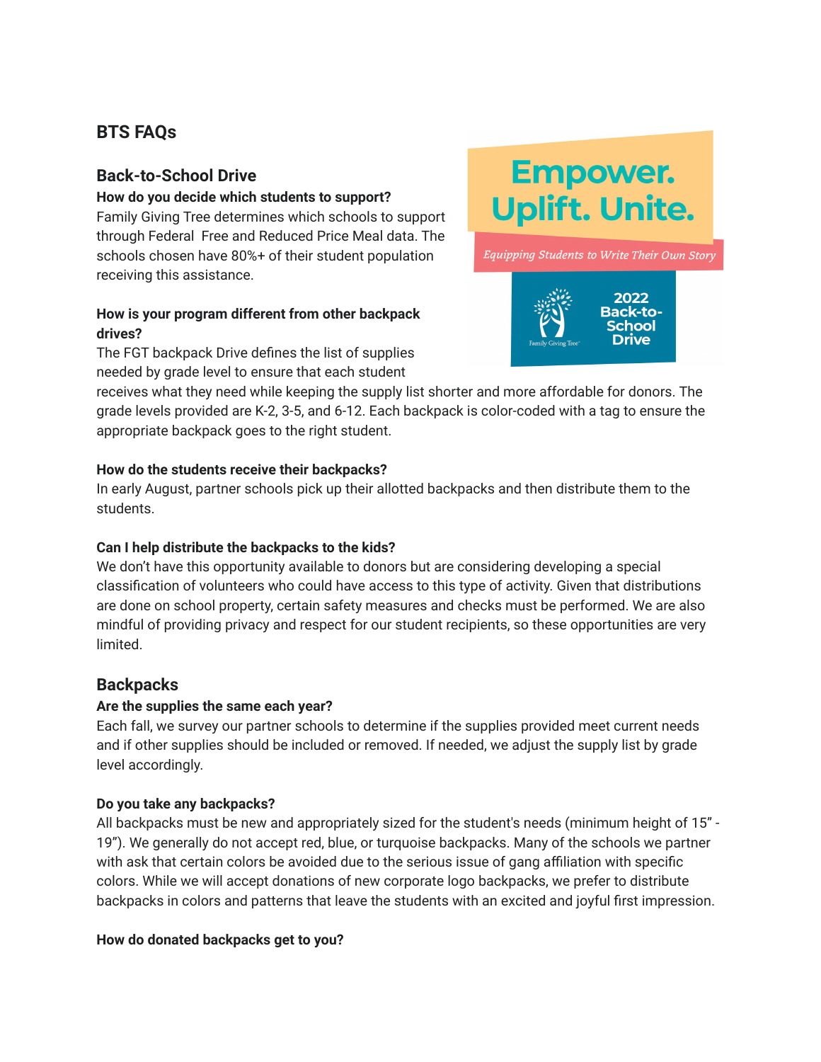# BTS FAQs

## Back-to-School Drive

**How do you decide which students to support?**
Family Giving Tree determines which schools to support through Federal Free and Reduced Price Meal data. The schools chosen have 80%+ of their student population receiving this assistance.

Empower. Uplift. Unite.

*Equipping Students to Write Their Own Story*

Family Giving Tree
2022 Back-to-School Drive

**How is your program different from other backpack drives?**
The FGT backpack Drive defines the list of supplies needed by grade level to ensure that each student receives what they need while keeping the supply list shorter and more affordable for donors. The grade levels provided are K-2, 3-5, and 6-12. Each backpack is color-coded with a tag to ensure the appropriate backpack goes to the right student.

**How do the students receive their backpacks?**
In early August, partner schools pick up their allotted backpacks and then distribute them to the students.

**Can I help distribute the backpacks to the kids?**
We don't have this opportunity available to donors but are considering developing a special classification of volunteers who could have access to this type of activity. Given that distributions are done on school property, certain safety measures and checks must be performed. We are also mindful of providing privacy and respect for our student recipients, so these opportunities are very limited.

## Backpacks

**Are the supplies the same each year?**
Each fall, we survey our partner schools to determine if the supplies provided meet current needs and if other supplies should be included or removed. If needed, we adjust the supply list by grade level accordingly.

**Do you take any backpacks?**
All backpacks must be new and appropriately sized for the student's needs (minimum height of 15" - 19"). We generally do not accept red, blue, or turquoise backpacks. Many of the schools we partner with ask that certain colors be avoided due to the serious issue of gang affiliation with specific colors. While we will accept donations of new corporate logo backpacks, we prefer to distribute backpacks in colors and patterns that leave the students with an excited and joyful first impression.

**How do donated backpacks get to you?**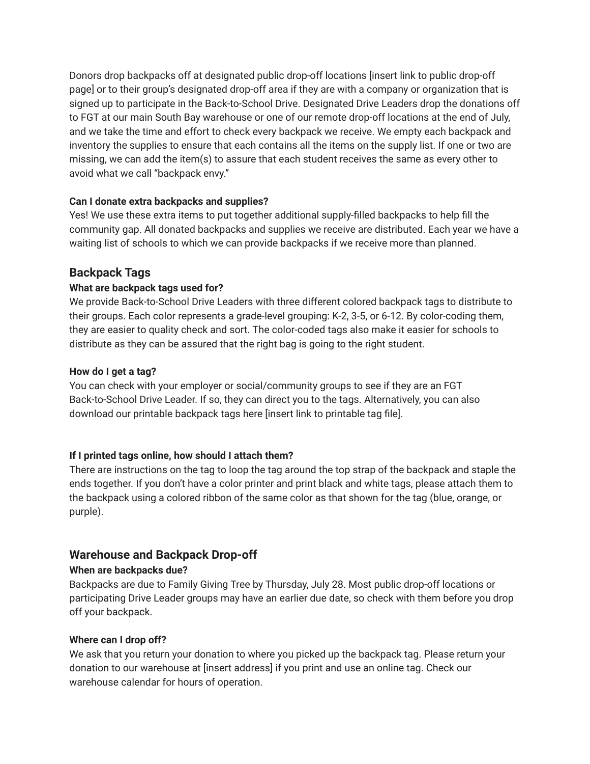Donors drop backpacks off at designated public drop-off locations [insert link to public drop-off page] or to their group's designated drop-off area if they are with a company or organization that is signed up to participate in the Back-to-School Drive. Designated Drive Leaders drop the donations off to FGT at our main South Bay warehouse or one of our remote drop-off locations at the end of July, and we take the time and effort to check every backpack we receive. We empty each backpack and inventory the supplies to ensure that each contains all the items on the supply list. If one or two are missing, we can add the item(s) to assure that each student receives the same as every other to avoid what we call "backpack envy."

**Can I donate extra backpacks and supplies?**
Yes! We use these extra items to put together additional supply-filled backpacks to help fill the community gap. All donated backpacks and supplies we receive are distributed. Each year we have a waiting list of schools to which we can provide backpacks if we receive more than planned.

## Backpack Tags

**What are backpack tags used for?**
We provide Back-to-School Drive Leaders with three different colored backpack tags to distribute to their groups. Each color represents a grade-level grouping: K-2, 3-5, or 6-12. By color-coding them, they are easier to quality check and sort. The color-coded tags also make it easier for schools to distribute as they can be assured that the right bag is going to the right student.

**How do I get a tag?**
You can check with your employer or social/community groups to see if they are an FGT Back-to-School Drive Leader. If so, they can direct you to the tags. Alternatively, you can also download our printable backpack tags here [insert link to printable tag file].

**If I printed tags online, how should I attach them?**
There are instructions on the tag to loop the tag around the top strap of the backpack and staple the ends together. If you don't have a color printer and print black and white tags, please attach them to the backpack using a colored ribbon of the same color as that shown for the tag (blue, orange, or purple).

## Warehouse and Backpack Drop-off

**When are backpacks due?**
Backpacks are due to Family Giving Tree by Thursday, July 28. Most public drop-off locations or participating Drive Leader groups may have an earlier due date, so check with them before you drop off your backpack.

**Where can I drop off?**
We ask that you return your donation to where you picked up the backpack tag. Please return your donation to our warehouse at [insert address] if you print and use an online tag. Check our warehouse calendar for hours of operation.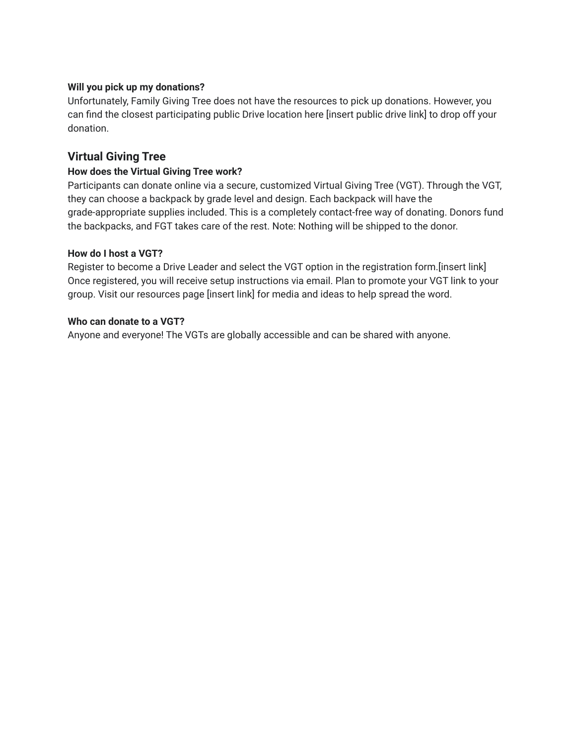**Will you pick up my donations?**

Unfortunately, Family Giving Tree does not have the resources to pick up donations. However, you can find the closest participating public Drive location here [insert public drive link] to drop off your donation.

## Virtual Giving Tree

**How does the Virtual Giving Tree work?**

Participants can donate online via a secure, customized Virtual Giving Tree (VGT). Through the VGT, they can choose a backpack by grade level and design. Each backpack will have the grade-appropriate supplies included. This is a completely contact-free way of donating. Donors fund the backpacks, and FGT takes care of the rest. Note: Nothing will be shipped to the donor.

**How do I host a VGT?**

Register to become a Drive Leader and select the VGT option in the registration form.[insert link] Once registered, you will receive setup instructions via email. Plan to promote your VGT link to your group. Visit our resources page [insert link] for media and ideas to help spread the word.

**Who can donate to a VGT?**

Anyone and everyone! The VGTs are globally accessible and can be shared with anyone.